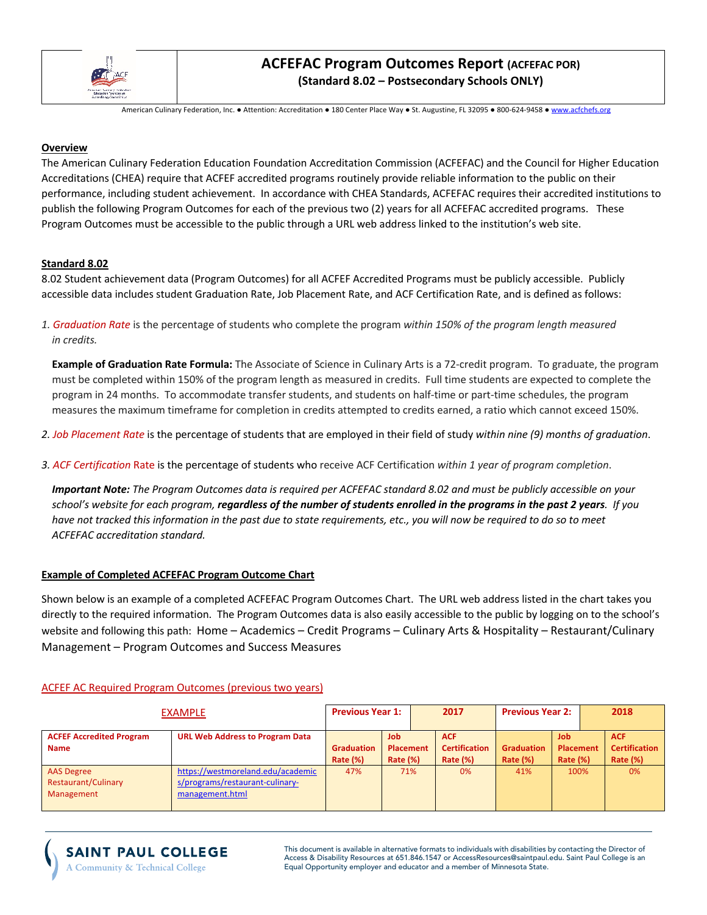# ACFEFAC Program Outcomes Report (ACFEFAC POR)

**(Standard 8.02 – Postsecondary Schools ONLY)**

American Culinary Federation, Inc. ● Attention: Accreditation ● 180 Center Place Way ● St. Augustine, FL 32095 ● 800-624-9458 ● www.acfchefs.org

## Overview

The American Culinary Federation Education Foundation Accreditation Commission (ACFEFAC) and the Council for Higher Education Accreditations (CHEA) require that ACFEF accredited programs routinely provide reliable information to the public on their performance, including student achievement. In accordance with CHEA Standards, ACFEFAC requires their accredited institutions to publish the following Program Outcomes for each of the previous two (2) years for all ACFEFAC accredited programs. These Program Outcomes must be accessible to the public through a URL web address linked to the institution's web site.

## Standard 8.02

8.02 Student achievement data (Program Outcomes) for all ACFEF Accredited Programs must be publicly accessible. Publicly accessible data includes student Graduation Rate, Job Placement Rate, and ACF Certification Rate, and is defined as follows:

1. Graduation Rate is the percentage of students who complete the program *within 150% of the program length measured in credits.*

   **Example of Graduation Rate Formula:** The Associate of Science in Culinary Arts is a 72-credit program. To graduate, the program must be completed within 150% of the program length as measured in credits. Full time students are expected to complete the program in 24 months. To accommodate transfer students, and students on half-time or part-time schedules, the program measures the maximum timeframe for completion in credits attempted to credits earned, a ratio which cannot exceed 150%.

2. Job Placement Rate is the percentage of students that are employed in their field of study *within nine (9) months of graduation*.

3. ACF Certification Rate is the percentage of students who receive ACF Certification *within 1 year of program completion*.

   ***Important Note:*** *The Program Outcomes data is required per ACFEFAC standard 8.02 and must be publicly accessible on your school's website for each program,* ***regardless of the number of students enrolled in the programs in the past 2 years****. If you have not tracked this information in the past due to state requirements, etc., you will now be required to do so to meet ACFEFAC accreditation standard.*

## Example of Completed ACFEFAC Program Outcome Chart

Shown below is an example of a completed ACFEFAC Program Outcomes Chart. The URL web address listed in the chart takes you directly to the required information. The Program Outcomes data is also easily accessible to the public by logging on to the school's website and following this path: Home – Academics – Credit Programs – Culinary Arts & Hospitality – Restaurant/Culinary Management – Program Outcomes and Success Measures

ACFEF AC Required Program Outcomes (previous two years)

| EXAMPLE | | Previous Year 1: 2017 | | | Previous Year 2: 2018 | | |
|---|---|---|---|---|---|---|---|
| **ACFEF Accredited Program Name** | **URL Web Address to Program Data** | **Graduation Rate (%)** | **Job Placement Rate (%)** | **ACF Certification Rate (%)** | **Graduation Rate (%)** | **Job Placement Rate (%)** | **ACF Certification Rate (%)** |
| AAS Degree Restaurant/Culinary Management | https://westmoreland.edu/academics/programs/restaurant-culinary-management.html | 47% | 71% | 0% | 41% | 100% | 0% |

SAINT PAUL COLLEGE
A Community & Technical College

This document is available in alternative formats to individuals with disabilities by contacting the Director of Access & Disability Resources at 651.846.1547 or AccessResources@saintpaul.edu. Saint Paul College is an Equal Opportunity employer and educator and a member of Minnesota State.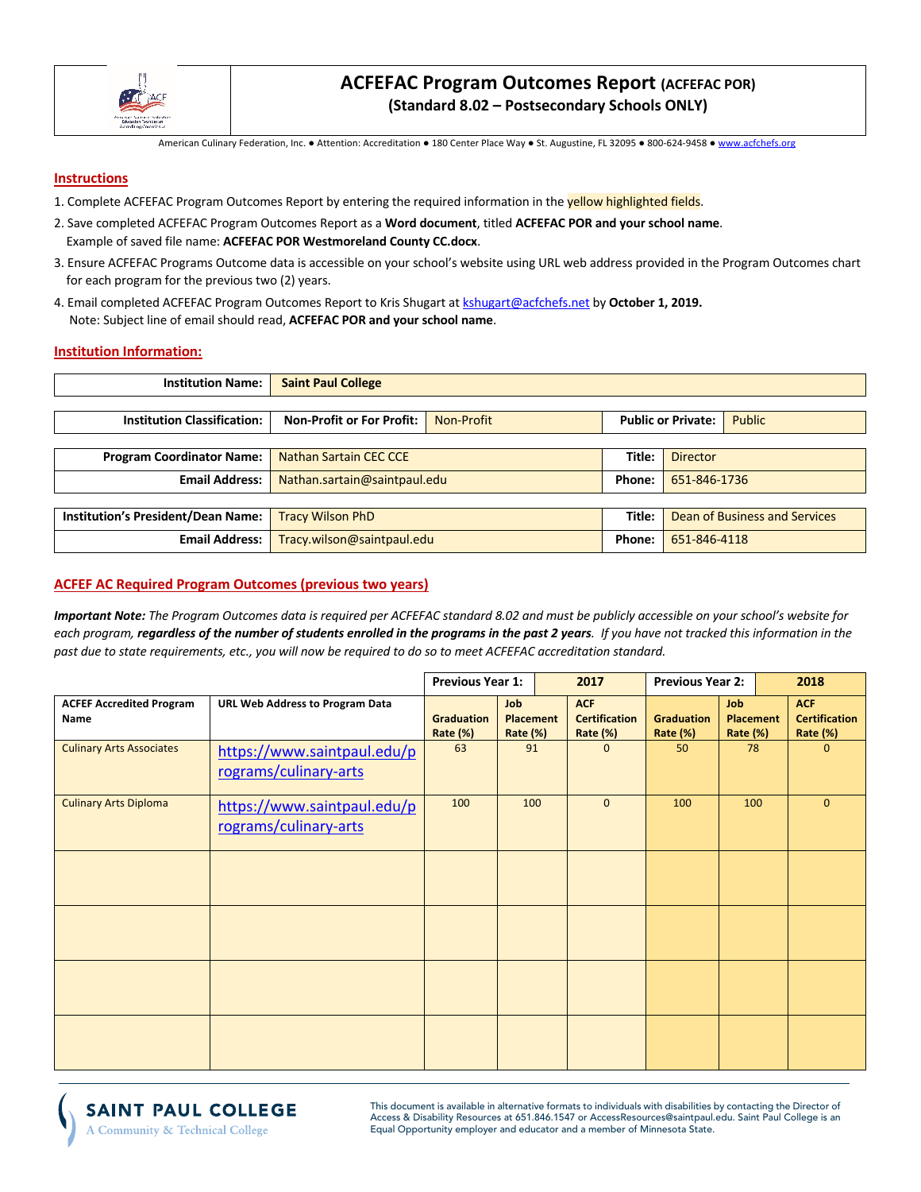# ACFEFAC Program Outcomes Report (ACFEFAC POR)

**(Standard 8.02 – Postsecondary Schools ONLY)**

American Culinary Federation, Inc. ● Attention: Accreditation ● 180 Center Place Way ● St. Augustine, FL 32095 ● 800-624-9458 ● www.acfchefs.org

## Instructions

1. Complete ACFEFAC Program Outcomes Report by entering the required information in the yellow highlighted fields.
2. Save completed ACFEFAC Program Outcomes Report as a **Word document**, titled **ACFEFAC POR and your school name**. Example of saved file name: **ACFEFAC POR Westmoreland County CC.docx**.
3. Ensure ACFEFAC Programs Outcome data is accessible on your school's website using URL web address provided in the Program Outcomes chart for each program for the previous two (2) years.
4. Email completed ACFEFAC Program Outcomes Report to Kris Shugart at kshugart@acfchefs.net by **October 1, 2019.** Note: Subject line of email should read, **ACFEFAC POR and your school name**.

## Institution Information:

| | |
|---|---|
| **Institution Name:** | **Saint Paul College** |

| | | | |
|---|---|---|---|
| **Institution Classification:** **Non-Profit or For Profit:** | Non-Profit | **Public or Private:** | Public |

| | | | |
|---|---|---|---|
| **Program Coordinator Name:** | Nathan Sartain CEC CCE | **Title:** | Director |
| **Email Address:** | Nathan.sartain@saintpaul.edu | **Phone:** | 651-846-1736 |

| | | | |
|---|---|---|---|
| **Institution's President/Dean Name:** | Tracy Wilson PhD | **Title:** | Dean of Business and Services |
| **Email Address:** | Tracy.wilson@saintpaul.edu | **Phone:** | 651-846-4118 |

## ACFEF AC Required Program Outcomes (previous two years)

***Important Note:*** *The Program Outcomes data is required per ACFEFAC standard 8.02 and must be publicly accessible on your school's website for each program,* ***regardless of the number of students enrolled in the programs in the past 2 years****. If you have not tracked this information in the past due to state requirements, etc., you will now be required to do so to meet ACFEFAC accreditation standard.*

| | | Previous Year 1: 2017 | | | Previous Year 2: 2018 | | |
|---|---|---|---|---|---|---|---|
| **ACFEF Accredited Program Name** | **URL Web Address to Program Data** | **Graduation Rate (%)** | **Job Placement Rate (%)** | **ACF Certification Rate (%)** | **Graduation Rate (%)** | **Job Placement Rate (%)** | **ACF Certification Rate (%)** |
| Culinary Arts Associates | https://www.saintpaul.edu/programs/culinary-arts | 63 | 91 | 0 | 50 | 78 | 0 |
| Culinary Arts Diploma | https://www.saintpaul.edu/programs/culinary-arts | 100 | 100 | 0 | 100 | 100 | 0 |
| | | | | | | | |
| | | | | | | | |
| | | | | | | | |
| | | | | | | | |

SAINT PAUL COLLEGE
A Community & Technical College

This document is available in alternative formats to individuals with disabilities by contacting the Director of Access & Disability Resources at 651.846.1547 or AccessResources@saintpaul.edu. Saint Paul College is an Equal Opportunity employer and educator and a member of Minnesota State.